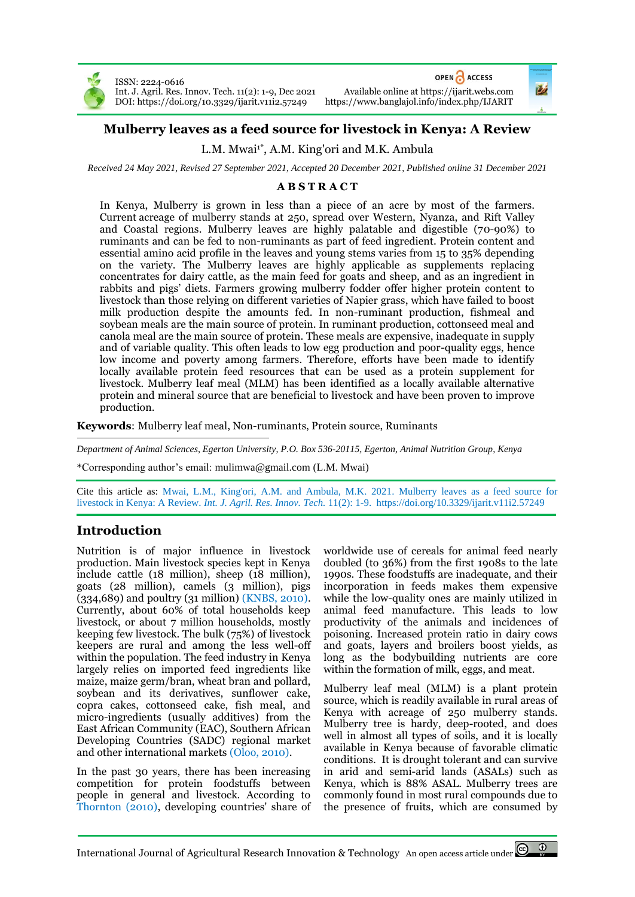ISSN: 2224-0616
Int. J. Agril. Res. Innov. Tech. 11(2): 1-9, Dec 2021
DOI: https://doi.org/10.3329/ijarit.v11i2.57249

OPEN ACCESS
Available online at https://ijarit.webs.com
https://www.banglajol.info/index.php/IJARIT

# Mulberry leaves as a feed source for livestock in Kenya: A Review

L.M. Mwai[1*], A.M. King'ori and M.K. Ambula

*Received 24 May 2021, Revised 27 September 2021, Accepted 20 December 2021, Published online 31 December 2021*

## ABSTRACT

In Kenya, Mulberry is grown in less than a piece of an acre by most of the farmers. Current acreage of mulberry stands at 250, spread over Western, Nyanza, and Rift Valley and Coastal regions. Mulberry leaves are highly palatable and digestible (70-90%) to ruminants and can be fed to non-ruminants as part of feed ingredient. Protein content and essential amino acid profile in the leaves and young stems varies from 15 to 35% depending on the variety. The Mulberry leaves are highly applicable as supplements replacing concentrates for dairy cattle, as the main feed for goats and sheep, and as an ingredient in rabbits and pigs' diets. Farmers growing mulberry fodder offer higher protein content to livestock than those relying on different varieties of Napier grass, which have failed to boost milk production despite the amounts fed. In non-ruminant production, fishmeal and soybean meals are the main source of protein. In ruminant production, cottonseed meal and canola meal are the main source of protein. These meals are expensive, inadequate in supply and of variable quality. This often leads to low egg production and poor-quality eggs, hence low income and poverty among farmers. Therefore, efforts have been made to identify locally available protein feed resources that can be used as a protein supplement for livestock. Mulberry leaf meal (MLM) has been identified as a locally available alternative protein and mineral source that are beneficial to livestock and have been proven to improve production.

**Keywords**: Mulberry leaf meal, Non-ruminants, Protein source, Ruminants

*Department of Animal Sciences, Egerton University, P.O. Box 536-20115, Egerton, Animal Nutrition Group, Kenya*

*Corresponding author's email: mulimwa@gmail.com (L.M. Mwai)

Cite this article as: Mwai, L.M., King'ori, A.M. and Ambula, M.K. 2021. Mulberry leaves as a feed source for livestock in Kenya: A Review. *Int. J. Agril. Res. Innov. Tech.* 11(2): 1-9. https://doi.org/10.3329/ijarit.v11i2.57249

## Introduction

Nutrition is of major influence in livestock production. Main livestock species kept in Kenya include cattle (18 million), sheep (18 million), goats (28 million), camels (3 million), pigs (334,689) and poultry (31 million) (KNBS, 2010). Currently, about 60% of total households keep livestock, or about 7 million households, mostly keeping few livestock. The bulk (75%) of livestock keepers are rural and among the less well-off within the population. The feed industry in Kenya largely relies on imported feed ingredients like maize, maize germ/bran, wheat bran and pollard, soybean and its derivatives, sunflower cake, copra cakes, cottonseed cake, fish meal, and micro-ingredients (usually additives) from the East African Community (EAC), Southern African Developing Countries (SADC) regional market and other international markets (Oloo, 2010).

In the past 30 years, there has been increasing competition for protein foodstuffs between people in general and livestock. According to Thornton (2010), developing countries' share of worldwide use of cereals for animal feed nearly doubled (to 36%) from the first 1908s to the late 1990s. These foodstuffs are inadequate, and their incorporation in feeds makes them expensive while the low-quality ones are mainly utilized in animal feed manufacture. This leads to low productivity of the animals and incidences of poisoning. Increased protein ratio in dairy cows and goats, layers and broilers boost yields, as long as the bodybuilding nutrients are core within the formation of milk, eggs, and meat.

Mulberry leaf meal (MLM) is a plant protein source, which is readily available in rural areas of Kenya with acreage of 250 mulberry stands. Mulberry tree is hardy, deep-rooted, and does well in almost all types of soils, and it is locally available in Kenya because of favorable climatic conditions. It is drought tolerant and can survive in arid and semi-arid lands (ASALs) such as Kenya, which is 88% ASAL. Mulberry trees are commonly found in most rural compounds due to the presence of fruits, which are consumed by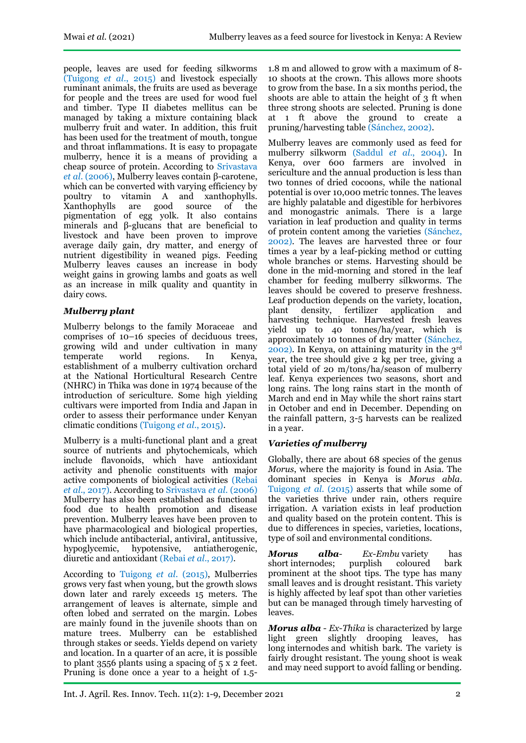people, leaves are used for feeding silkworms (Tuigong *et al.*, 2015) and livestock especially ruminant animals, the fruits are used as beverage for people and the trees are used for wood fuel and timber. Type II diabetes mellitus can be managed by taking a mixture containing black mulberry fruit and water. In addition, this fruit has been used for the treatment of mouth, tongue and throat inflammations. It is easy to propagate mulberry, hence it is a means of providing a cheap source of protein. According to Srivastava *et al.* (2006), Mulberry leaves contain β-carotene, which can be converted with varying efficiency by poultry to vitamin A and xanthophylls. Xanthophylls are good source of the pigmentation of egg yolk. It also contains minerals and β-glucans that are beneficial to livestock and have been proven to improve average daily gain, dry matter, and energy of nutrient digestibility in weaned pigs. Feeding Mulberry leaves causes an increase in body weight gains in growing lambs and goats as well as an increase in milk quality and quantity in dairy cows.

### *Mulberry plant*

Mulberry belongs to the family Moraceae and comprises of 10–16 species of deciduous trees, growing wild and under cultivation in many temperate world regions. In Kenya, establishment of a mulberry cultivation orchard at the National Horticultural Research Centre (NHRC) in Thika was done in 1974 because of the introduction of sericulture. Some high yielding cultivars were imported from India and Japan in order to assess their performance under Kenyan climatic conditions (Tuigong *et al.*, 2015).

Mulberry is a multi-functional plant and a great source of nutrients and phytochemicals, which include flavonoids, which have antioxidant activity and phenolic constituents with major active components of biological activities (Rebai *et al.*, 2017). According to Srivastava *et al.* (2006) Mulberry has also been established as functional food due to health promotion and disease prevention. Mulberry leaves have been proven to have pharmacological and biological properties, which include antibacterial, antiviral, antitussive, hypoglycemic, hypotensive, antiatherogenic, diuretic and antioxidant (Rebai *et al.*, 2017).

According to Tuigong *et al.* (2015), Mulberries grows very fast when young, but the growth slows down later and rarely exceeds 15 meters. The arrangement of leaves is alternate, simple and often lobed and serrated on the margin. Lobes are mainly found in the juvenile shoots than on mature trees. Mulberry can be established through stakes or seeds. Yields depend on variety and location. In a quarter of an acre, it is possible to plant 3556 plants using a spacing of 5 x 2 feet. Pruning is done once a year to a height of 1.5-1.8 m and allowed to grow with a maximum of 8-10 shoots at the crown. This allows more shoots to grow from the base. In a six months period, the shoots are able to attain the height of 3 ft when three strong shoots are selected. Pruning is done at 1 ft above the ground to create a pruning/harvesting table (Sánchez, 2002).

Mulberry leaves are commonly used as feed for mulberry silkworm (Saddul *et al.*, 2004). In Kenya, over 600 farmers are involved in sericulture and the annual production is less than two tonnes of dried cocoons, while the national potential is over 10,000 metric tonnes. The leaves are highly palatable and digestible for herbivores and monogastric animals. There is a large variation in leaf production and quality in terms of protein content among the varieties (Sánchez, 2002). The leaves are harvested three or four times a year by a leaf-picking method or cutting whole branches or stems. Harvesting should be done in the mid-morning and stored in the leaf chamber for feeding mulberry silkworms. The leaves should be covered to preserve freshness. Leaf production depends on the variety, location, plant density, fertilizer application and harvesting technique. Harvested fresh leaves yield up to 40 tonnes/ha/year, which is approximately 10 tonnes of dry matter (Sánchez, 2002). In Kenya, on attaining maturity in the 3rd year, the tree should give 2 kg per tree, giving a total yield of 20 m/tons/ha/season of mulberry leaf. Kenya experiences two seasons, short and long rains. The long rains start in the month of March and end in May while the short rains start in October and end in December. Depending on the rainfall pattern, 3-5 harvests can be realized in a year.

### *Varieties of mulberry*

Globally, there are about 68 species of the genus *Morus*, where the majority is found in Asia. The dominant species in Kenya is *Morus abla*. Tuigong *et al.* (2015) asserts that while some of the varieties thrive under rain, others require irrigation. A variation exists in leaf production and quality based on the protein content. This is due to differences in species, varieties, locations, type of soil and environmental conditions.

***Morus alba***- *Ex-Embu* variety has short internodes; purplish coloured bark prominent at the shoot tips. The type has many small leaves and is drought resistant. This variety is highly affected by leaf spot than other varieties but can be managed through timely harvesting of leaves.

***Morus alba*** - *Ex-Thika* is characterized by large light green slightly drooping leaves, has long internodes and whitish bark. The variety is fairly drought resistant. The young shoot is weak and may need support to avoid falling or bending.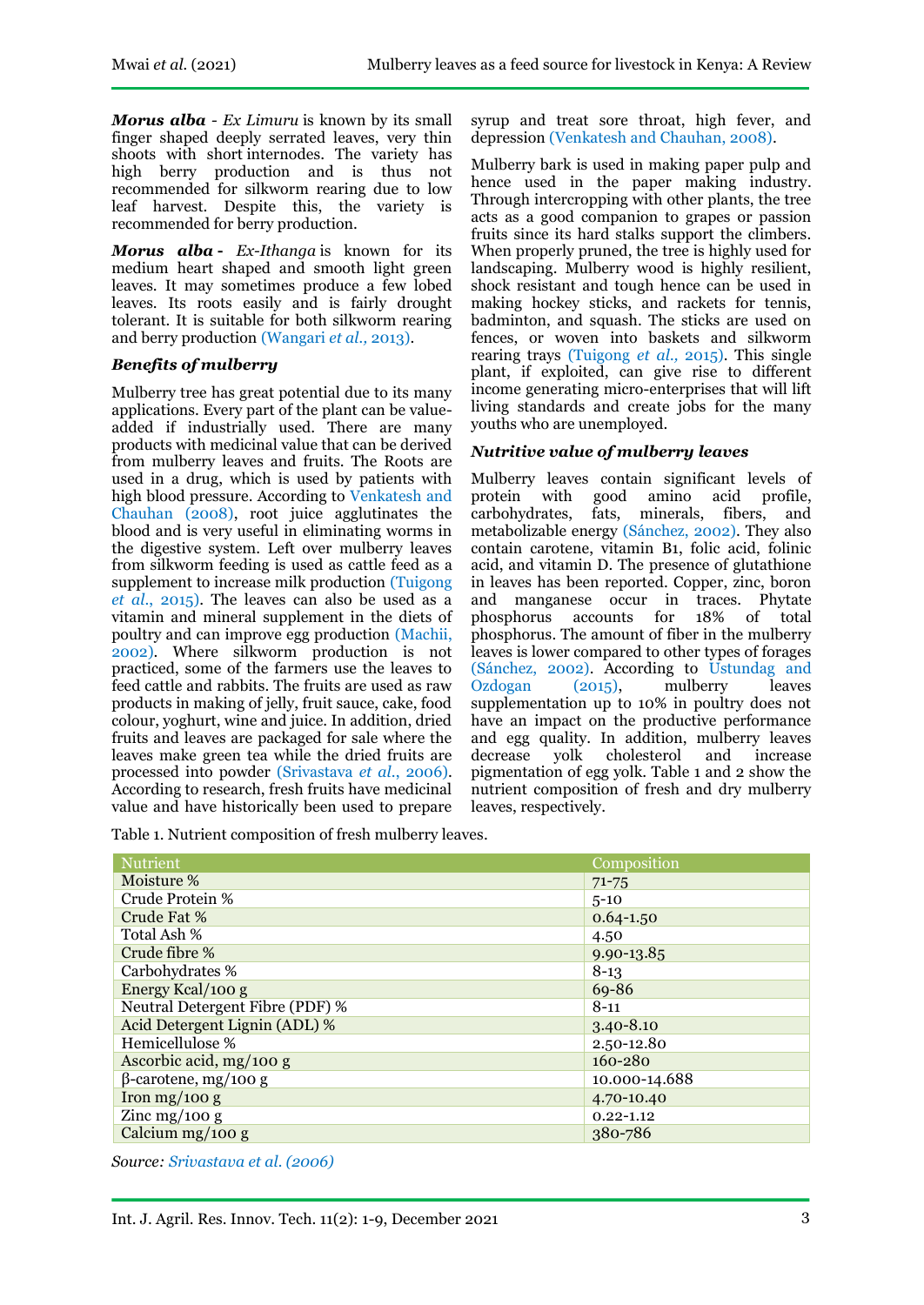***Morus alba*** *- Ex Limuru* is known by its small finger shaped deeply serrated leaves, very thin shoots with short internodes. The variety has high berry production and is thus not recommended for silkworm rearing due to low leaf harvest. Despite this, the variety is recommended for berry production.

***Morus alba*** *- Ex-Ithanga* is known for its medium heart shaped and smooth light green leaves. It may sometimes produce a few lobed leaves. Its roots easily and is fairly drought tolerant. It is suitable for both silkworm rearing and berry production (Wangari *et al.,* 2013).

### *Benefits of mulberry*

Mulberry tree has great potential due to its many applications. Every part of the plant can be value-added if industrially used. There are many products with medicinal value that can be derived from mulberry leaves and fruits. The Roots are used in a drug, which is used by patients with high blood pressure. According to Venkatesh and Chauhan (2008), root juice agglutinates the blood and is very useful in eliminating worms in the digestive system. Left over mulberry leaves from silkworm feeding is used as cattle feed as a supplement to increase milk production (Tuigong *et al.,* 2015). The leaves can also be used as a vitamin and mineral supplement in the diets of poultry and can improve egg production (Machii, 2002). Where silkworm production is not practiced, some of the farmers use the leaves to feed cattle and rabbits. The fruits are used as raw products in making of jelly, fruit sauce, cake, food colour, yoghurt, wine and juice. In addition, dried fruits and leaves are packaged for sale where the leaves make green tea while the dried fruits are processed into powder (Srivastava *et al.,* 2006). According to research, fresh fruits have medicinal value and have historically been used to prepare syrup and treat sore throat, high fever, and depression (Venkatesh and Chauhan, 2008).

Mulberry bark is used in making paper pulp and hence used in the paper making industry. Through intercropping with other plants, the tree acts as a good companion to grapes or passion fruits since its hard stalks support the climbers. When properly pruned, the tree is highly used for landscaping. Mulberry wood is highly resilient, shock resistant and tough hence can be used in making hockey sticks, and rackets for tennis, badminton, and squash. The sticks are used on fences, or woven into baskets and silkworm rearing trays (Tuigong *et al.,* 2015). This single plant, if exploited, can give rise to different income generating micro-enterprises that will lift living standards and create jobs for the many youths who are unemployed.

### *Nutritive value of mulberry leaves*

Mulberry leaves contain significant levels of protein with good amino acid profile, carbohydrates, fats, minerals, fibers, and metabolizable energy (Sánchez, 2002). They also contain carotene, vitamin B1, folic acid, folinic acid, and vitamin D. The presence of glutathione in leaves has been reported. Copper, zinc, boron and manganese occur in traces. Phytate phosphorus accounts for 18% of total phosphorus. The amount of fiber in the mulberry leaves is lower compared to other types of forages (Sánchez, 2002). According to Ustundag and Ozdogan (2015), mulberry leaves supplementation up to 10% in poultry does not have an impact on the productive performance and egg quality. In addition, mulberry leaves decrease yolk cholesterol and increase pigmentation of egg yolk. Table 1 and 2 show the nutrient composition of fresh and dry mulberry leaves, respectively.

Table 1. Nutrient composition of fresh mulberry leaves.

| Nutrient | Composition |
|---|---|
| Moisture % | 71-75 |
| Crude Protein % | 5-10 |
| Crude Fat % | 0.64-1.50 |
| Total Ash % | 4.50 |
| Crude fibre % | 9.90-13.85 |
| Carbohydrates % | 8-13 |
| Energy Kcal/100 g | 69-86 |
| Neutral Detergent Fibre (PDF) % | 8-11 |
| Acid Detergent Lignin (ADL) % | 3.40-8.10 |
| Hemicellulose % | 2.50-12.80 |
| Ascorbic acid, mg/100 g | 160-280 |
| β-carotene, mg/100 g | 10.000-14.688 |
| Iron mg/100 g | 4.70-10.40 |
| Zinc mg/100 g | 0.22-1.12 |
| Calcium mg/100 g | 380-786 |

*Source: Srivastava et al. (2006)*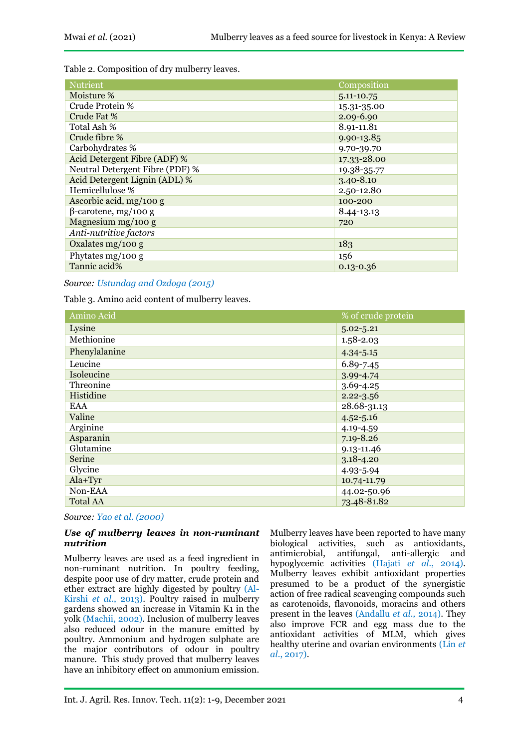Table 2. Composition of dry mulberry leaves.

| Nutrient | Composition |
|---|---|
| Moisture % | 5.11-10.75 |
| Crude Protein % | 15.31-35.00 |
| Crude Fat % | 2.09-6.90 |
| Total Ash % | 8.91-11.81 |
| Crude fibre % | 9.90-13.85 |
| Carbohydrates % | 9.70-39.70 |
| Acid Detergent Fibre (ADF) % | 17.33-28.00 |
| Neutral Detergent Fibre (PDF) % | 19.38-35.77 |
| Acid Detergent Lignin (ADL) % | 3.40-8.10 |
| Hemicellulose % | 2.50-12.80 |
| Ascorbic acid, mg/100 g | 100-200 |
| β-carotene, mg/100 g | 8.44-13.13 |
| Magnesium mg/100 g | 720 |
| *Anti-nutritive factors* | |
| Oxalates mg/100 g | 183 |
| Phytates mg/100 g | 156 |
| Tannic acid% | 0.13-0.36 |

*Source: Ustundag and Ozdoga (2015)*

Table 3. Amino acid content of mulberry leaves.

| Amino Acid | % of crude protein |
|---|---|
| Lysine | 5.02-5.21 |
| Methionine | 1.58-2.03 |
| Phenylalanine | 4.34-5.15 |
| Leucine | 6.89-7.45 |
| Isoleucine | 3.99-4.74 |
| Threonine | 3.69-4.25 |
| Histidine | 2.22-3.56 |
| EAA | 28.68-31.13 |
| Valine | 4.52-5.16 |
| Arginine | 4.19-4.59 |
| Asparanin | 7.19-8.26 |
| Glutamine | 9.13-11.46 |
| Serine | 3.18-4.20 |
| Glycine | 4.93-5.94 |
| Ala+Tyr | 10.74-11.79 |
| Non-EAA | 44.02-50.96 |
| Total AA | 73.48-81.82 |

*Source: Yao et al. (2000)*

### *Use of mulberry leaves in non-ruminant nutrition*

Mulberry leaves are used as a feed ingredient in non-ruminant nutrition. In poultry feeding, despite poor use of dry matter, crude protein and ether extract are highly digested by poultry (Al-Kirshi *et al*., 2013). Poultry raised in mulberry gardens showed an increase in Vitamin K1 in the yolk (Machii, 2002). Inclusion of mulberry leaves also reduced odour in the manure emitted by poultry. Ammonium and hydrogen sulphate are the major contributors of odour in poultry manure. This study proved that mulberry leaves have an inhibitory effect on ammonium emission. Mulberry leaves have been reported to have many biological activities, such as antioxidants, antimicrobial, antifungal, anti-allergic and hypoglycemic activities (Hajati *et al*., 2014). Mulberry leaves exhibit antioxidant properties presumed to be a product of the synergistic action of free radical scavenging compounds such as carotenoids, flavonoids, moracins and others present in the leaves (Andallu *et al*., 2014). They also improve FCR and egg mass due to the antioxidant activities of MLM, which gives healthy uterine and ovarian environments (Lin *et al*., 2017).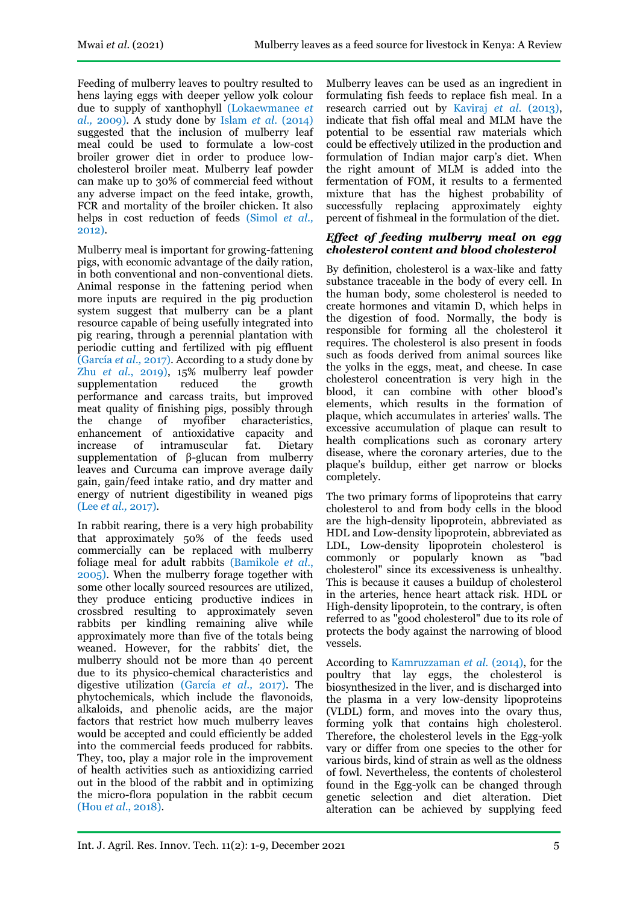Feeding of mulberry leaves to poultry resulted to hens laying eggs with deeper yellow yolk colour due to supply of xanthophyll (Lokaewmanee *et al.,* 2009). A study done by Islam *et al.* (2014) suggested that the inclusion of mulberry leaf meal could be used to formulate a low-cost broiler grower diet in order to produce low-cholesterol broiler meat. Mulberry leaf powder can make up to 30% of commercial feed without any adverse impact on the feed intake, growth, FCR and mortality of the broiler chicken. It also helps in cost reduction of feeds (Simol *et al.,* 2012).

Mulberry meal is important for growing-fattening pigs, with economic advantage of the daily ration, in both conventional and non-conventional diets. Animal response in the fattening period when more inputs are required in the pig production system suggest that mulberry can be a plant resource capable of being usefully integrated into pig rearing, through a perennial plantation with periodic cutting and fertilized with pig effluent (García *et al.,* 2017). According to a study done by Zhu *et al.,* 2019), 15% mulberry leaf powder supplementation reduced the growth performance and carcass traits, but improved meat quality of finishing pigs, possibly through the change of myofiber characteristics, enhancement of antioxidative capacity and increase of intramuscular fat. Dietary supplementation of β-glucan from mulberry leaves and Curcuma can improve average daily gain, gain/feed intake ratio, and dry matter and energy of nutrient digestibility in weaned pigs (Lee *et al.,* 2017).

In rabbit rearing, there is a very high probability that approximately 50% of the feeds used commercially can be replaced with mulberry foliage meal for adult rabbits (Bamikole *et al.,* 2005). When the mulberry forage together with some other locally sourced resources are utilized, they produce enticing productive indices in crossbred resulting to approximately seven rabbits per kindling remaining alive while approximately more than five of the totals being weaned. However, for the rabbits' diet, the mulberry should not be more than 40 percent due to its physico-chemical characteristics and digestive utilization (García *et al.,* 2017). The phytochemicals, which include the flavonoids, alkaloids, and phenolic acids, are the major factors that restrict how much mulberry leaves would be accepted and could efficiently be added into the commercial feeds produced for rabbits. They, too, play a major role in the improvement of health activities such as antioxidizing carried out in the blood of the rabbit and in optimizing the micro-flora population in the rabbit cecum (Hou *et al.,* 2018).

Mulberry leaves can be used as an ingredient in formulating fish feeds to replace fish meal. In a research carried out by Kaviraj *et al.* (2013), indicate that fish offal meal and MLM have the potential to be essential raw materials which could be effectively utilized in the production and formulation of Indian major carp's diet. When the right amount of MLM is added into the fermentation of FOM, it results to a fermented mixture that has the highest probability of successfully replacing approximately eighty percent of fishmeal in the formulation of the diet.

### *Effect of feeding mulberry meal on egg cholesterol content and blood cholesterol*

By definition, cholesterol is a wax-like and fatty substance traceable in the body of every cell. In the human body, some cholesterol is needed to create hormones and vitamin D, which helps in the digestion of food. Normally, the body is responsible for forming all the cholesterol it requires. The cholesterol is also present in foods such as foods derived from animal sources like the yolks in the eggs, meat, and cheese. In case cholesterol concentration is very high in the blood, it can combine with other blood's elements, which results in the formation of plaque, which accumulates in arteries' walls. The excessive accumulation of plaque can result to health complications such as coronary artery disease, where the coronary arteries, due to the plaque's buildup, either get narrow or blocks completely.

The two primary forms of lipoproteins that carry cholesterol to and from body cells in the blood are the high-density lipoprotein, abbreviated as HDL and Low-density lipoprotein, abbreviated as LDL, Low-density lipoprotein cholesterol is commonly or popularly known as "bad cholesterol" since its excessiveness is unhealthy. This is because it causes a buildup of cholesterol in the arteries, hence heart attack risk. HDL or High-density lipoprotein, to the contrary, is often referred to as "good cholesterol" due to its role of protects the body against the narrowing of blood vessels.

According to Kamruzzaman *et al.* (2014), for the poultry that lay eggs, the cholesterol is biosynthesized in the liver, and is discharged into the plasma in a very low-density lipoproteins (VLDL) form, and moves into the ovary thus, forming yolk that contains high cholesterol. Therefore, the cholesterol levels in the Egg-yolk vary or differ from one species to the other for various birds, kind of strain as well as the oldness of fowl. Nevertheless, the contents of cholesterol found in the Egg-yolk can be changed through genetic selection and diet alteration. Diet alteration can be achieved by supplying feed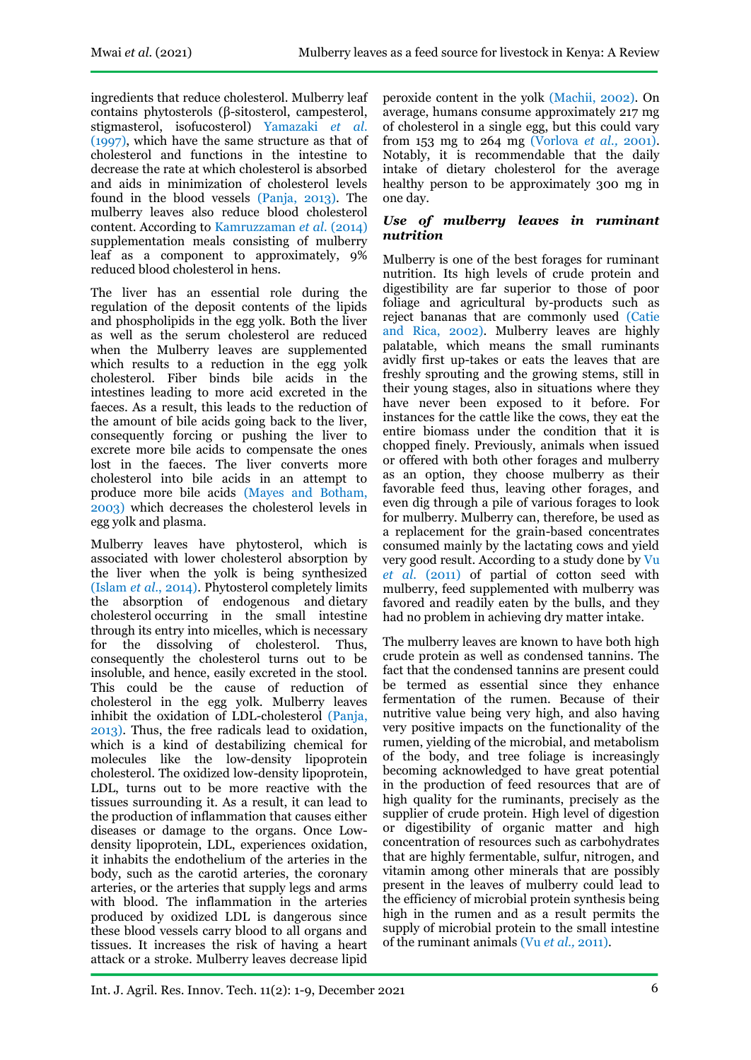ingredients that reduce cholesterol. Mulberry leaf contains phytosterols (β-sitosterol, campesterol, stigmasterol, isofucosterol) Yamazaki *et al.* (1997), which have the same structure as that of cholesterol and functions in the intestine to decrease the rate at which cholesterol is absorbed and aids in minimization of cholesterol levels found in the blood vessels (Panja, 2013). The mulberry leaves also reduce blood cholesterol content. According to Kamruzzaman *et al.* (2014) supplementation meals consisting of mulberry leaf as a component to approximately, 9% reduced blood cholesterol in hens.

The liver has an essential role during the regulation of the deposit contents of the lipids and phospholipids in the egg yolk. Both the liver as well as the serum cholesterol are reduced when the Mulberry leaves are supplemented which results to a reduction in the egg yolk cholesterol. Fiber binds bile acids in the intestines leading to more acid excreted in the faeces. As a result, this leads to the reduction of the amount of bile acids going back to the liver, consequently forcing or pushing the liver to excrete more bile acids to compensate the ones lost in the faeces. The liver converts more cholesterol into bile acids in an attempt to produce more bile acids (Mayes and Botham, 2003) which decreases the cholesterol levels in egg yolk and plasma.

Mulberry leaves have phytosterol, which is associated with lower cholesterol absorption by the liver when the yolk is being synthesized (Islam *et al.*, 2014). Phytosterol completely limits the absorption of endogenous and dietary cholesterol occurring in the small intestine through its entry into micelles, which is necessary for the dissolving of cholesterol. Thus, consequently the cholesterol turns out to be insoluble, and hence, easily excreted in the stool. This could be the cause of reduction of cholesterol in the egg yolk. Mulberry leaves inhibit the oxidation of LDL-cholesterol (Panja, 2013). Thus, the free radicals lead to oxidation, which is a kind of destabilizing chemical for molecules like the low-density lipoprotein cholesterol. The oxidized low-density lipoprotein, LDL, turns out to be more reactive with the tissues surrounding it. As a result, it can lead to the production of inflammation that causes either diseases or damage to the organs. Once Low-density lipoprotein, LDL, experiences oxidation, it inhabits the endothelium of the arteries in the body, such as the carotid arteries, the coronary arteries, or the arteries that supply legs and arms with blood. The inflammation in the arteries produced by oxidized LDL is dangerous since these blood vessels carry blood to all organs and tissues. It increases the risk of having a heart attack or a stroke. Mulberry leaves decrease lipid peroxide content in the yolk (Machii, 2002). On average, humans consume approximately 217 mg of cholesterol in a single egg, but this could vary from 153 mg to 264 mg (Vorlova *et al.,* 2001). Notably, it is recommendable that the daily intake of dietary cholesterol for the average healthy person to be approximately 300 mg in one day.

### *Use of mulberry leaves in ruminant nutrition*

Mulberry is one of the best forages for ruminant nutrition. Its high levels of crude protein and digestibility are far superior to those of poor foliage and agricultural by-products such as reject bananas that are commonly used (Catie and Rica, 2002). Mulberry leaves are highly palatable, which means the small ruminants avidly first up-takes or eats the leaves that are freshly sprouting and the growing stems, still in their young stages, also in situations where they have never been exposed to it before. For instances for the cattle like the cows, they eat the entire biomass under the condition that it is chopped finely. Previously, animals when issued or offered with both other forages and mulberry as an option, they choose mulberry as their favorable feed thus, leaving other forages, and even dig through a pile of various forages to look for mulberry. Mulberry can, therefore, be used as a replacement for the grain-based concentrates consumed mainly by the lactating cows and yield very good result. According to a study done by Vu *et al.* (2011) of partial of cotton seed with mulberry, feed supplemented with mulberry was favored and readily eaten by the bulls, and they had no problem in achieving dry matter intake.

The mulberry leaves are known to have both high crude protein as well as condensed tannins. The fact that the condensed tannins are present could be termed as essential since they enhance fermentation of the rumen. Because of their nutritive value being very high, and also having very positive impacts on the functionality of the rumen, yielding of the microbial, and metabolism of the body, and tree foliage is increasingly becoming acknowledged to have great potential in the production of feed resources that are of high quality for the ruminants, precisely as the supplier of crude protein. High level of digestion or digestibility of organic matter and high concentration of resources such as carbohydrates that are highly fermentable, sulfur, nitrogen, and vitamin among other minerals that are possibly present in the leaves of mulberry could lead to the efficiency of microbial protein synthesis being high in the rumen and as a result permits the supply of microbial protein to the small intestine of the ruminant animals (Vu *et al.,* 2011).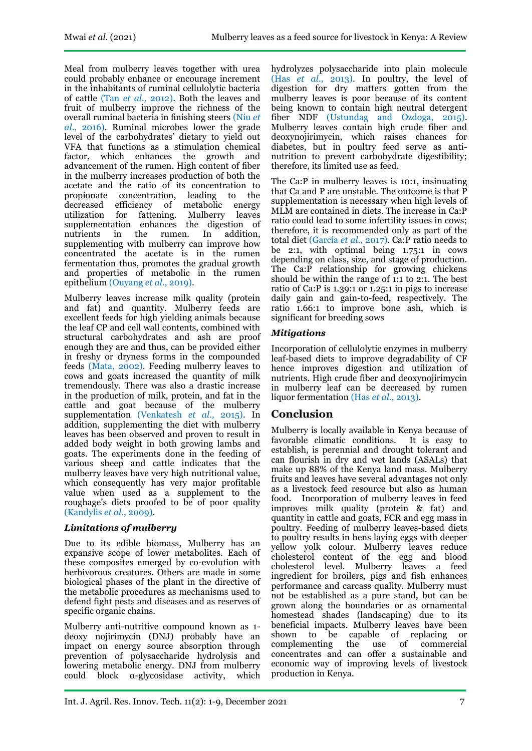Meal from mulberry leaves together with urea could probably enhance or encourage increment in the inhabitants of ruminal cellulolytic bacteria of cattle (Tan *et al.,* 2012). Both the leaves and fruit of mulberry improve the richness of the overall ruminal bacteria in finishing steers (Niu *et al.,* 2016). Ruminal microbes lower the grade level of the carbohydrates' dietary to yield out VFA that functions as a stimulation chemical factor, which enhances the growth and advancement of the rumen. High content of fiber in the mulberry increases production of both the acetate and the ratio of its concentration to propionate concentration, leading to the decreased efficiency of metabolic energy utilization for fattening. Mulberry leaves supplementation enhances the digestion of nutrients in the rumen. In addition, supplementing with mulberry can improve how concentrated the acetate is in the rumen fermentation thus, promotes the gradual growth and properties of metabolic in the rumen epithelium (Ouyang *et al.,* 2019).

Mulberry leaves increase milk quality (protein and fat) and quantity. Mulberry feeds are excellent feeds for high yielding animals because the leaf CP and cell wall contents, combined with structural carbohydrates and ash are proof enough they are and thus, can be provided either in freshy or dryness forms in the compounded feeds (Mata, 2002). Feeding mulberry leaves to cows and goats increased the quantity of milk tremendously. There was also a drastic increase in the production of milk, protein, and fat in the cattle and goat because of the mulberry supplementation (Venkatesh *et al.,* 2015). In addition, supplementing the diet with mulberry leaves has been observed and proven to result in added body weight in both growing lambs and goats. The experiments done in the feeding of various sheep and cattle indicates that the mulberry leaves have very high nutritional value, which consequently has very major profitable value when used as a supplement to the roughage's diets proofed to be of poor quality (Kandylis *et al.*, 2009).

### *Limitations of mulberry*

Due to its edible biomass, Mulberry has an expansive scope of lower metabolites. Each of these composites emerged by co-evolution with herbivorous creatures. Others are made in some biological phases of the plant in the directive of the metabolic procedures as mechanisms used to defend fight pests and diseases and as reserves of specific organic chains.

Mulberry anti-nutritive compound known as 1-deoxy nojirimycin (DNJ) probably have an impact on energy source absorption through prevention of polysaccharide hydrolysis and lowering metabolic energy. DNJ from mulberry could block α-glycosidase activity, which hydrolyzes polysaccharide into plain molecule (Has *et al.,* 2013). In poultry, the level of digestion for dry matters gotten from the mulberry leaves is poor because of its content being known to contain high neutral detergent fiber NDF (Ustundag and Ozdoga, 2015). Mulberry leaves contain high crude fiber and deoxynojirimycin, which raises chances for diabetes, but in poultry feed serve as anti-nutrition to prevent carbohydrate digestibility; therefore, its limited use as feed.

The Ca:P in mulberry leaves is 10:1, insinuating that Ca and P are unstable. The outcome is that P supplementation is necessary when high levels of MLM are contained in diets. The increase in Ca:P ratio could lead to some infertility issues in cows; therefore, it is recommended only as part of the total diet (García *et al.,* 2017). Ca:P ratio needs to be 2:1, with optimal being 1.75:1 in cows depending on class, size, and stage of production. The Ca:P relationship for growing chickens should be within the range of 1:1 to 2:1. The best ratio of Ca:P is 1.39:1 or 1.25:1 in pigs to increase daily gain and gain-to-feed, respectively. The ratio 1.66:1 to improve bone ash, which is significant for breeding sows

### *Mitigations*

Incorporation of cellulolytic enzymes in mulberry leaf-based diets to improve degradability of CF hence improves digestion and utilization of nutrients. High crude fiber and deoxynojirimycin in mulberry leaf can be decreased by rumen liquor fermentation (Has *et al.,* 2013).

## Conclusion

Mulberry is locally available in Kenya because of favorable climatic conditions. It is easy to establish, is perennial and drought tolerant and can flourish in dry and wet lands (ASALs) that make up 88% of the Kenya land mass. Mulberry fruits and leaves have several advantages not only as a livestock feed resource but also as human food. Incorporation of mulberry leaves in feed improves milk quality (protein & fat) and quantity in cattle and goats, FCR and egg mass in poultry. Feeding of mulberry leaves-based diets to poultry results in hens laying eggs with deeper yellow yolk colour. Mulberry leaves reduce cholesterol content of the egg and blood cholesterol level. Mulberry leaves a feed ingredient for broilers, pigs and fish enhances performance and carcass quality. Mulberry must not be established as a pure stand, but can be grown along the boundaries or as ornamental homestead shades (landscaping) due to its beneficial impacts. Mulberry leaves have been shown to be capable of replacing or complementing the use of commercial concentrates and can offer a sustainable and economic way of improving levels of livestock production in Kenya.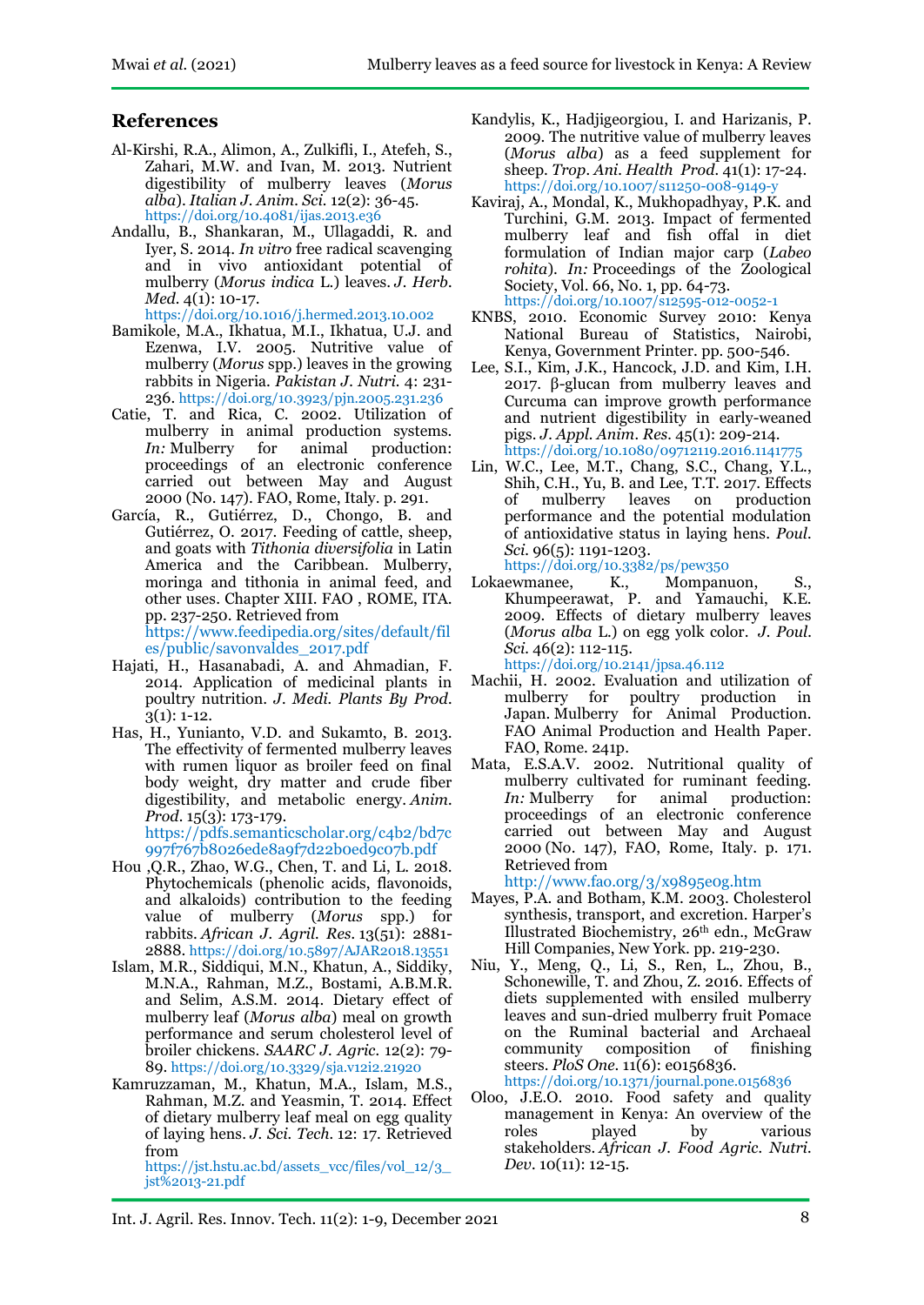## References

Al-Kirshi, R.A., Alimon, A., Zulkifli, I., Atefeh, S., Zahari, M.W. and Ivan, M. 2013. Nutrient digestibility of mulberry leaves (*Morus alba*). *Italian J. Anim. Sci.* 12(2): 36-45. https://doi.org/10.4081/ijas.2013.e36

Andallu, B., Shankaran, M., Ullagaddi, R. and Iyer, S. 2014. *In vitro* free radical scavenging and in vivo antioxidant potential of mulberry (*Morus indica* L.) leaves. *J. Herb. Med.* 4(1): 10-17. https://doi.org/10.1016/j.hermed.2013.10.002

Bamikole, M.A., Ikhatua, M.I., Ikhatua, U.J. and Ezenwa, I.V. 2005. Nutritive value of mulberry (*Morus* spp.) leaves in the growing rabbits in Nigeria. *Pakistan J. Nutri.* 4: 231-236. https://doi.org/10.3923/pjn.2005.231.236

Catie, T. and Rica, C. 2002. Utilization of mulberry in animal production systems. *In:* Mulberry for animal production: proceedings of an electronic conference carried out between May and August 2000 (No. 147). FAO, Rome, Italy. p. 291.

García, R., Gutiérrez, D., Chongo, B. and Gutiérrez, O. 2017. Feeding of cattle, sheep, and goats with *Tithonia diversifolia* in Latin America and the Caribbean. Mulberry, moringa and tithonia in animal feed, and other uses. Chapter XIII. FAO , ROME, ITA. pp. 237-250. Retrieved from https://www.feedipedia.org/sites/default/files/public/savonvaldes_2017.pdf

Hajati, H., Hasanabadi, A. and Ahmadian, F. 2014. Application of medicinal plants in poultry nutrition. *J. Medi. Plants By Prod.* 3(1): 1-12.

Has, H., Yunianto, V.D. and Sukamto, B. 2013. The effectivity of fermented mulberry leaves with rumen liquor as broiler feed on final body weight, dry matter and crude fiber digestibility, and metabolic energy. *Anim. Prod.* 15(3): 173-179. https://pdfs.semanticscholar.org/c4b2/bd7c997f767b8026ede8a9f7d22b0ed9c07b.pdf

Hou ,Q.R., Zhao, W.G., Chen, T. and Li, L. 2018. Phytochemicals (phenolic acids, flavonoids, and alkaloids) contribution to the feeding value of mulberry (*Morus* spp.) for rabbits. *African J. Agril. Res.* 13(51): 2881-2888. https://doi.org/10.5897/AJAR2018.13551

Islam, M.R., Siddiqui, M.N., Khatun, A., Siddiky, M.N.A., Rahman, M.Z., Bostami, A.B.M.R. and Selim, A.S.M. 2014. Dietary effect of mulberry leaf (*Morus alba*) meal on growth performance and serum cholesterol level of broiler chickens. *SAARC J. Agric.* 12(2): 79-89. https://doi.org/10.3329/sja.v12i2.21920

Kamruzzaman, M., Khatun, M.A., Islam, M.S., Rahman, M.Z. and Yeasmin, T. 2014. Effect of dietary mulberry leaf meal on egg quality of laying hens. *J. Sci. Tech.* 12: 17. Retrieved from https://jst.hstu.ac.bd/assets_vcc/files/vol_12/3_jst%2013-21.pdf

Kandylis, K., Hadjigeorgiou, I. and Harizanis, P. 2009. The nutritive value of mulberry leaves (*Morus alba*) as a feed supplement for sheep. *Trop. Ani. Health Prod.* 41(1): 17-24. https://doi.org/10.1007/s11250-008-9149-y

Kaviraj, A., Mondal, K., Mukhopadhyay, P.K. and Turchini, G.M. 2013. Impact of fermented mulberry leaf and fish offal in diet formulation of Indian major carp (*Labeo rohita*). *In:* Proceedings of the Zoological Society, Vol. 66, No. 1, pp. 64-73. https://doi.org/10.1007/s12595-012-0052-1

KNBS, 2010. Economic Survey 2010: Kenya National Bureau of Statistics, Nairobi, Kenya, Government Printer. pp. 500-546.

Lee, S.I., Kim, J.K., Hancock, J.D. and Kim, I.H. 2017. β-glucan from mulberry leaves and Curcuma can improve growth performance and nutrient digestibility in early-weaned pigs. *J. Appl. Anim. Res.* 45(1): 209-214. https://doi.org/10.1080/09712119.2016.1141775

Lin, W.C., Lee, M.T., Chang, S.C., Chang, Y.L., Shih, C.H., Yu, B. and Lee, T.T. 2017. Effects of mulberry leaves on production performance and the potential modulation of antioxidative status in laying hens. *Poul. Sci.* 96(5): 1191-1203. https://doi.org/10.3382/ps/pew350

Lokaewmanee, K., Mompanuon, S., Khumpeerawat, P. and Yamauchi, K.E. 2009. Effects of dietary mulberry leaves (*Morus alba* L.) on egg yolk color. *J. Poul. Sci.* 46(2): 112-115. https://doi.org/10.2141/jpsa.46.112

Machii, H. 2002. Evaluation and utilization of mulberry for poultry production in Japan. Mulberry for Animal Production. FAO Animal Production and Health Paper. FAO, Rome. 241p.

Mata, E.S.A.V. 2002. Nutritional quality of mulberry cultivated for ruminant feeding. *In:* Mulberry for animal production: proceedings of an electronic conference carried out between May and August 2000 (No. 147), FAO, Rome, Italy. p. 171. Retrieved from http://www.fao.org/3/x9895e0g.htm

Mayes, P.A. and Botham, K.M. 2003. Cholesterol synthesis, transport, and excretion. Harper's Illustrated Biochemistry, 26th edn., McGraw Hill Companies, New York. pp. 219-230.

Niu, Y., Meng, Q., Li, S., Ren, L., Zhou, B., Schonewille, T. and Zhou, Z. 2016. Effects of diets supplemented with ensiled mulberry leaves and sun-dried mulberry fruit Pomace on the Ruminal bacterial and Archaeal community composition of finishing steers. *PloS One.* 11(6): e0156836. https://doi.org/10.1371/journal.pone.0156836

Oloo, J.E.O. 2010. Food safety and quality management in Kenya: An overview of the roles played by various stakeholders. *African J. Food Agric. Nutri. Dev.* 10(11): 12-15.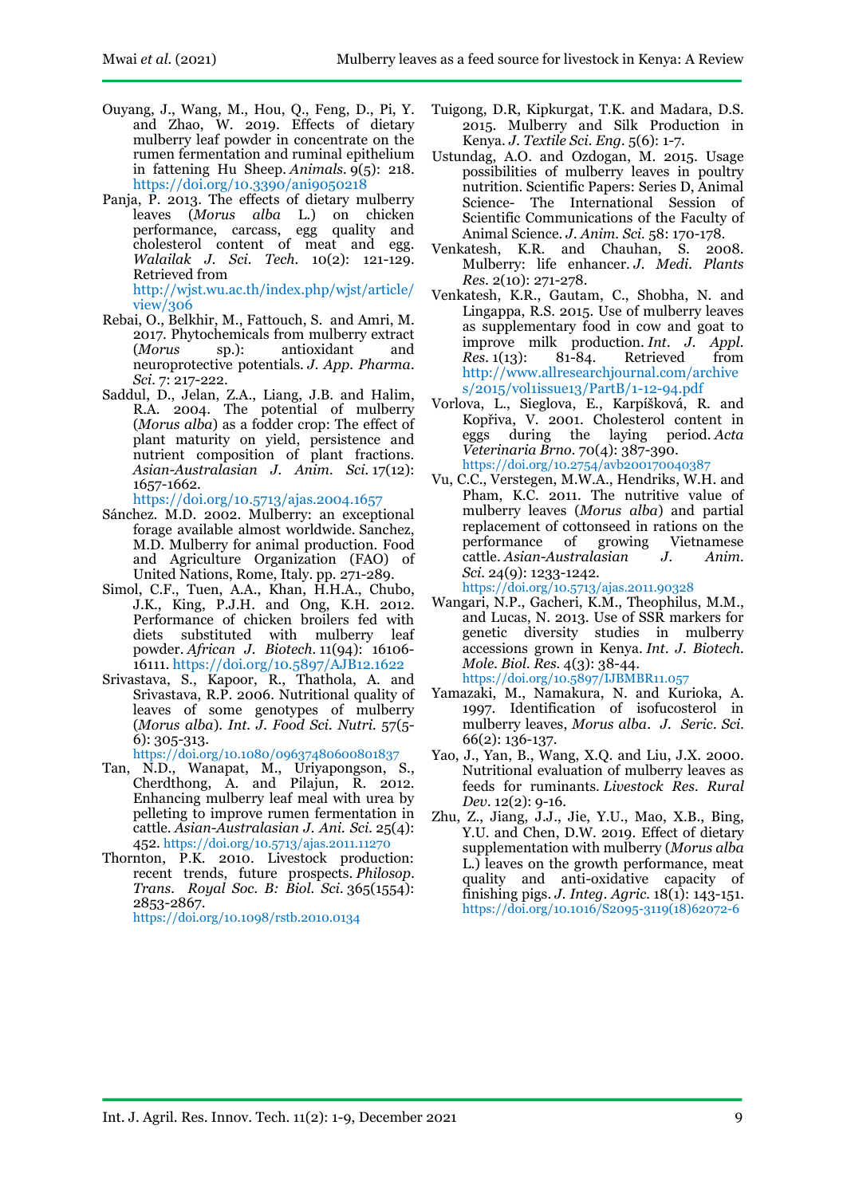Ouyang, J., Wang, M., Hou, Q., Feng, D., Pi, Y. and Zhao, W. 2019. Effects of dietary mulberry leaf powder in concentrate on the rumen fermentation and ruminal epithelium in fattening Hu Sheep. *Animals*. 9(5): 218. https://doi.org/10.3390/ani9050218

Panja, P. 2013. The effects of dietary mulberry leaves (*Morus alba* L.) on chicken performance, carcass, egg quality and cholesterol content of meat and egg. *Walailak J. Sci. Tech.* 10(2): 121-129. Retrieved from http://wjst.wu.ac.th/index.php/wjst/article/view/306

Rebai, O., Belkhir, M., Fattouch, S. and Amri, M. 2017. Phytochemicals from mulberry extract (*Morus* sp.): antioxidant and neuroprotective potentials. *J. App. Pharma. Sci.* 7: 217-222.

Saddul, D., Jelan, Z.A., Liang, J.B. and Halim, R.A. 2004. The potential of mulberry (*Morus alba*) as a fodder crop: The effect of plant maturity on yield, persistence and nutrient composition of plant fractions. *Asian-Australasian J. Anim. Sci.* 17(12): 1657-1662. https://doi.org/10.5713/ajas.2004.1657

Sánchez. M.D. 2002. Mulberry: an exceptional forage available almost worldwide. Sanchez, M.D. Mulberry for animal production. Food and Agriculture Organization (FAO) of United Nations, Rome, Italy. pp. 271-289.

Simol, C.F., Tuen, A.A., Khan, H.H.A., Chubo, J.K., King, P.J.H. and Ong, K.H. 2012. Performance of chicken broilers fed with diets substituted with mulberry leaf powder. *African J. Biotech.* 11(94): 16106-16111. https://doi.org/10.5897/AJB12.1622

Srivastava, S., Kapoor, R., Thathola, A. and Srivastava, R.P. 2006. Nutritional quality of leaves of some genotypes of mulberry (*Morus alba*). *Int. J. Food Sci. Nutri.* 57(5-6): 305-313. https://doi.org/10.1080/09637480600801837

Tan, N.D., Wanapat, M., Uriyapongson, S., Cherdthong, A. and Pilajun, R. 2012. Enhancing mulberry leaf meal with urea by pelleting to improve rumen fermentation in cattle. *Asian-Australasian J. Ani. Sci.* 25(4): 452. https://doi.org/10.5713/ajas.2011.11270

Thornton, P.K. 2010. Livestock production: recent trends, future prospects. *Philosop. Trans. Royal Soc. B: Biol. Sci.* 365(1554): 2853-2867. https://doi.org/10.1098/rstb.2010.0134

Tuigong, D.R, Kipkurgat, T.K. and Madara, D.S. 2015. Mulberry and Silk Production in Kenya. *J. Textile Sci. Eng.* 5(6): 1-7.

Ustundag, A.O. and Ozdogan, M. 2015. Usage possibilities of mulberry leaves in poultry nutrition. Scientific Papers: Series D, Animal Science- The International Session of Scientific Communications of the Faculty of Animal Science. *J. Anim. Sci.* 58: 170-178.

Venkatesh, K.R. and Chauhan, S. 2008. Mulberry: life enhancer. *J. Medi. Plants Res.* 2(10): 271-278.

Venkatesh, K.R., Gautam, C., Shobha, N. and Lingappa, R.S. 2015. Use of mulberry leaves as supplementary food in cow and goat to improve milk production. *Int. J. Appl. Res.* 1(13): 81-84. Retrieved from http://www.allresearchjournal.com/archives/2015/vol1issue13/PartB/1-12-94.pdf

Vorlova, L., Sieglova, E., Karpíšková, R. and Kopřiva, V. 2001. Cholesterol content in eggs during the laying period. *Acta Veterinaria Brno.* 70(4): 387-390. https://doi.org/10.2754/avb200170040387

Vu, C.C., Verstegen, M.W.A., Hendriks, W.H. and Pham, K.C. 2011. The nutritive value of mulberry leaves (*Morus alba*) and partial replacement of cottonseed in rations on the performance of growing Vietnamese cattle. *Asian-Australasian J. Anim. Sci.* 24(9): 1233-1242. https://doi.org/10.5713/ajas.2011.90328

Wangari, N.P., Gacheri, K.M., Theophilus, M.M., and Lucas, N. 2013. Use of SSR markers for genetic diversity studies in mulberry accessions grown in Kenya. *Int. J. Biotech. Mole. Biol. Res.* 4(3): 38-44. https://doi.org/10.5897/IJBMBR11.057

Yamazaki, M., Namakura, N. and Kurioka, A. 1997. Identification of isofucosterol in mulberry leaves, *Morus alba*. *J. Seric. Sci.* 66(2): 136-137.

Yao, J., Yan, B., Wang, X.Q. and Liu, J.X. 2000. Nutritional evaluation of mulberry leaves as feeds for ruminants. *Livestock Res. Rural Dev.* 12(2): 9-16.

Zhu, Z., Jiang, J.J., Jie, Y.U., Mao, X.B., Bing, Y.U. and Chen, D.W. 2019. Effect of dietary supplementation with mulberry (*Morus alba* L.) leaves on the growth performance, meat quality and anti-oxidative capacity of finishing pigs. *J. Integ. Agric.* 18(1): 143-151. https://doi.org/10.1016/S2095-3119(18)62072-6